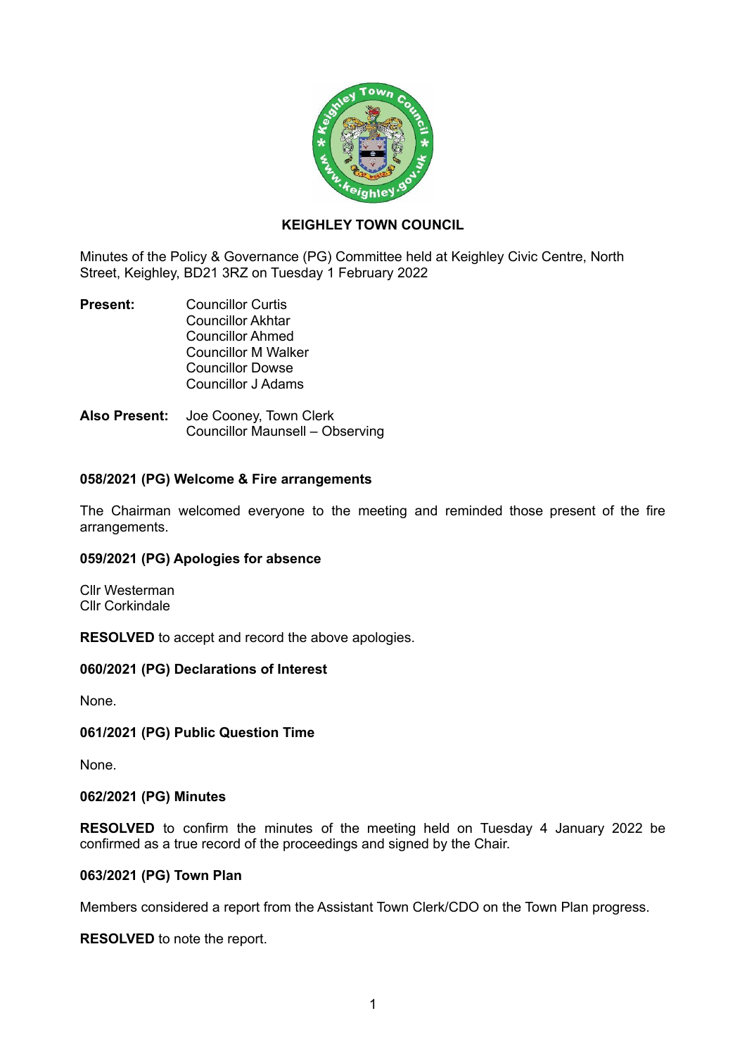# KEIGHLEY TOWN COUNCIL

Minutes of the Policy & Governance (PG) Committee held at Keighley Civic Centre, North Street, Keighley, BD21 3RZ on Tuesday 1 February 2022

**Present:** Councillor Curtis
Councillor Akhtar
Councillor Ahmed
Councillor M Walker
Councillor Dowse
Councillor J Adams

**Also Present:** Joe Cooney, Town Clerk
Councillor Maunsell – Observing

### 058/2021 (PG) Welcome & Fire arrangements

The Chairman welcomed everyone to the meeting and reminded those present of the fire arrangements.

### 059/2021 (PG) Apologies for absence

Cllr Westerman
Cllr Corkindale

**RESOLVED** to accept and record the above apologies.

### 060/2021 (PG) Declarations of Interest

None.

### 061/2021 (PG) Public Question Time

None.

### 062/2021 (PG) Minutes

**RESOLVED** to confirm the minutes of the meeting held on Tuesday 4 January 2022 be confirmed as a true record of the proceedings and signed by the Chair.

### 063/2021 (PG) Town Plan

Members considered a report from the Assistant Town Clerk/CDO on the Town Plan progress.

**RESOLVED** to note the report.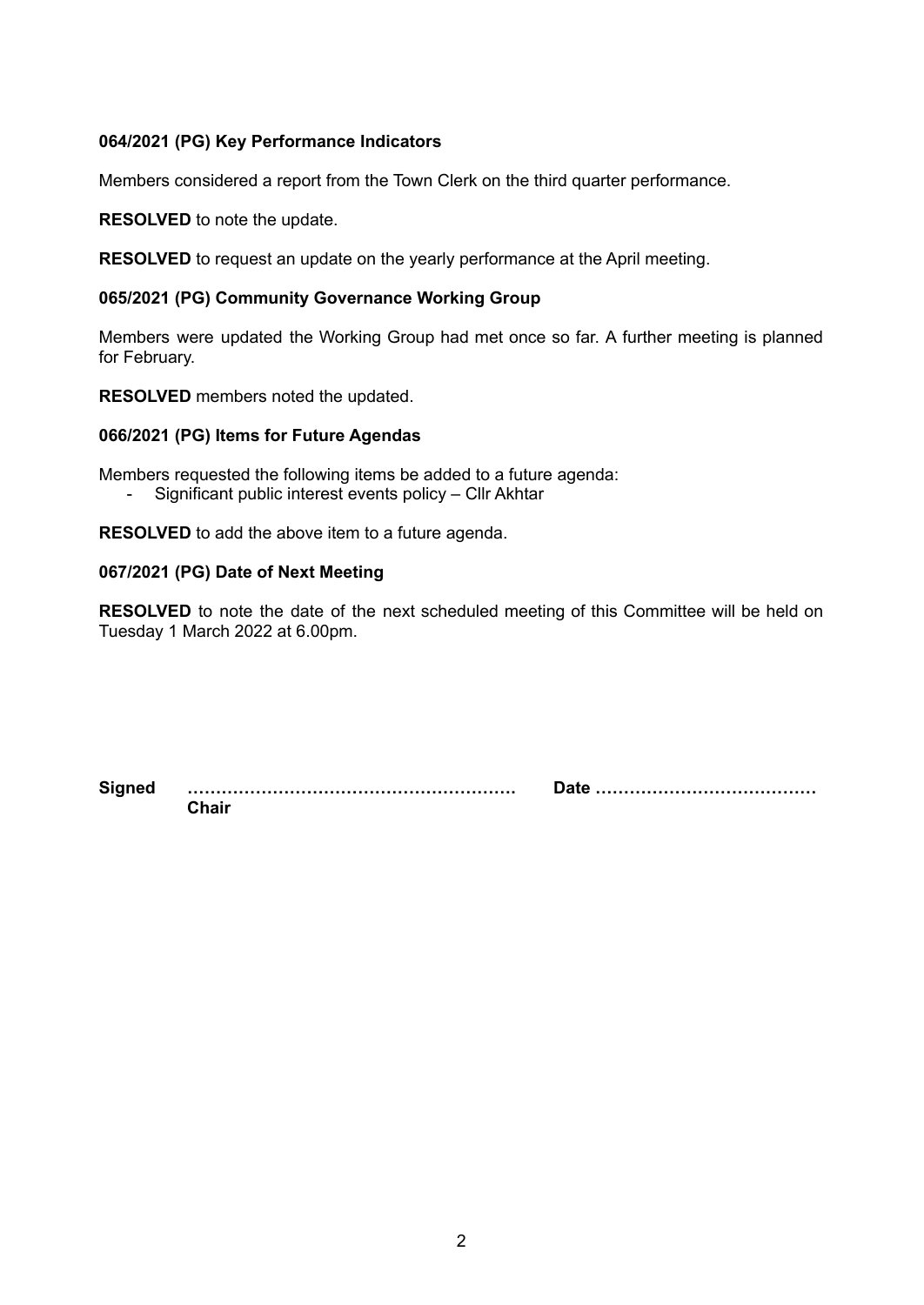### 064/2021 (PG) Key Performance Indicators

Members considered a report from the Town Clerk on the third quarter performance.

**RESOLVED** to note the update.

**RESOLVED** to request an update on the yearly performance at the April meeting.

### 065/2021 (PG) Community Governance Working Group

Members were updated the Working Group had met once so far. A further meeting is planned for February.

**RESOLVED** members noted the updated.

### 066/2021 (PG) Items for Future Agendas

Members requested the following items be added to a future agenda:

- Significant public interest events policy – Cllr Akhtar

**RESOLVED** to add the above item to a future agenda.

### 067/2021 (PG) Date of Next Meeting

**RESOLVED** to note the date of the next scheduled meeting of this Committee will be held on Tuesday 1 March 2022 at 6.00pm.

**Signed** **…………………………………………………** **Date …………………………………**
**Chair**